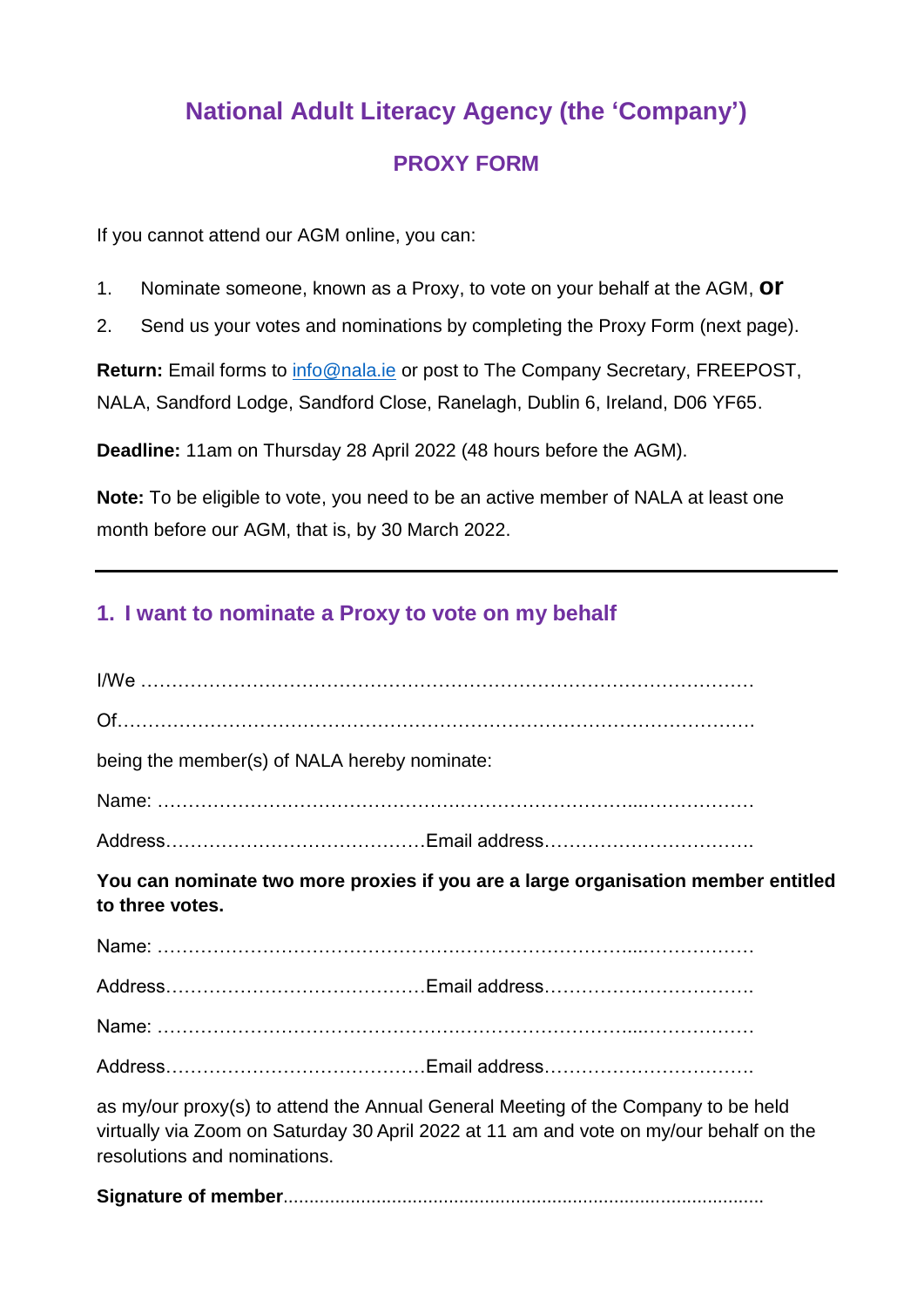# National Adult Literacy Agency (the 'Company')

## PROXY FORM

If you cannot attend our AGM online, you can:

1. Nominate someone, known as a Proxy, to vote on your behalf at the AGM, **or**
2. Send us your votes and nominations by completing the Proxy Form (next page).

**Return:** Email forms to info@nala.ie or post to The Company Secretary, FREEPOST, NALA, Sandford Lodge, Sandford Close, Ranelagh, Dublin 6, Ireland, D06 YF65.

**Deadline:** 11am on Thursday 28 April 2022 (48 hours before the AGM).

**Note:** To be eligible to vote, you need to be an active member of NALA at least one month before our AGM, that is, by 30 March 2022.

---

### 1. I want to nominate a Proxy to vote on my behalf

I/We …………………………………………………………………………………………

Of……………………………………………………………………………………………

being the member(s) of NALA hereby nominate:

Name: ………………………………………………………………………………………

Address……………………………………Email address……………………………

**You can nominate two more proxies if you are a large organisation member entitled to three votes.**

Name: ………………………………………………………………………………………

Address……………………………………Email address……………………………

Name: ………………………………………………………………………………………

Address……………………………………Email address……………………………

as my/our proxy(s) to attend the Annual General Meeting of the Company to be held virtually via Zoom on Saturday 30 April 2022 at 11 am and vote on my/our behalf on the resolutions and nominations.

**Signature of member**……………………………………………………………………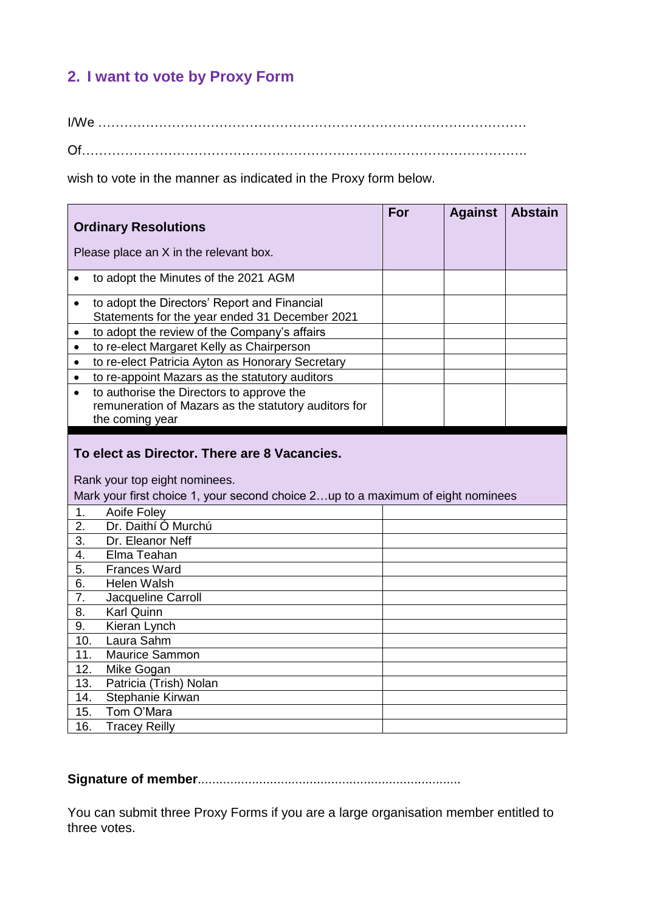## 2. I want to vote by Proxy Form

I/We ………………………………………………………………………………………

Of…………………………………………………………………………………………

wish to vote in the manner as indicated in the Proxy form below.

| **Ordinary Resolutions**<br><br>Please place an X in the relevant box. | **For** | **Against** | **Abstain** |
|---|---|---|---|
| • to adopt the Minutes of the 2021 AGM | | | |
| • to adopt the Directors' Report and Financial Statements for the year ended 31 December 2021 | | | |
| • to adopt the review of the Company's affairs | | | |
| • to re-elect Margaret Kelly as Chairperson | | | |
| • to re-elect Patricia Ayton as Honorary Secretary | | | |
| • to re-appoint Mazars as the statutory auditors | | | |
| • to authorise the Directors to approve the remuneration of Mazars as the statutory auditors for the coming year | | | |

**To elect as Director. There are 8 Vacancies.**

Rank your top eight nominees.
Mark your first choice 1, your second choice 2…up to a maximum of eight nominees

| | |
|---|---|
| 1. Aoife Foley | |
| 2. Dr. Daithí Ó Murchú | |
| 3. Dr. Eleanor Neff | |
| 4. Elma Teahan | |
| 5. Frances Ward | |
| 6. Helen Walsh | |
| 7. Jacqueline Carroll | |
| 8. Karl Quinn | |
| 9. Kieran Lynch | |
| 10. Laura Sahm | |
| 11. Maurice Sammon | |
| 12. Mike Gogan | |
| 13. Patricia (Trish) Nolan | |
| 14. Stephanie Kirwan | |
| 15. Tom O'Mara | |
| 16. Tracey Reilly | |

**Signature of member**.......................................................................

You can submit three Proxy Forms if you are a large organisation member entitled to three votes.